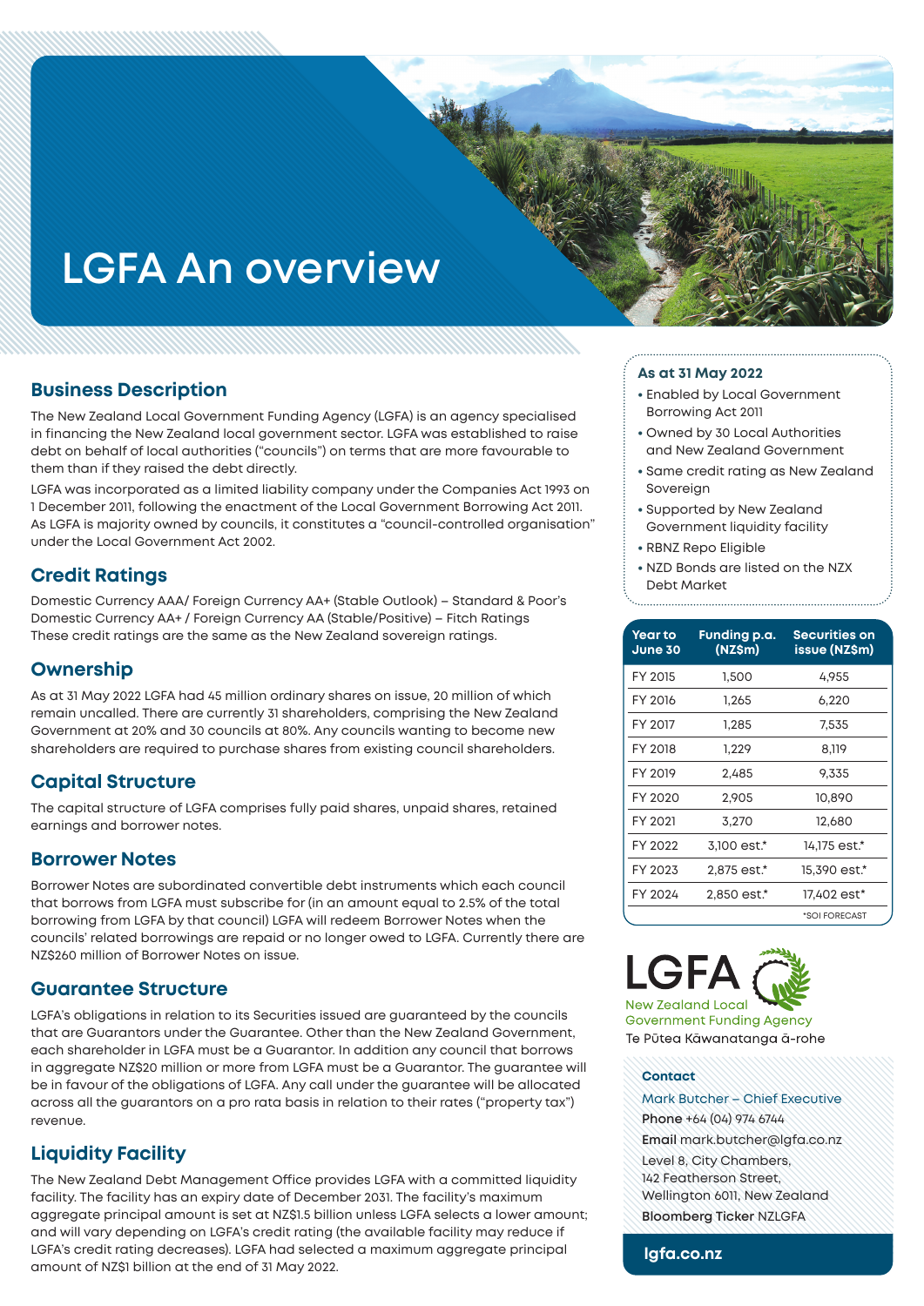# LGFA An overview

## Business Description

The New Zealand Local Government Funding Agency (LGFA) is an agency specialised in financing the New Zealand local government sector. LGFA was established to raise debt on behalf of local authorities ("councils") on terms that are more favourable to them than if they raised the debt directly.

LGFA was incorporated as a limited liability company under the Companies Act 1993 on 1 December 2011, following the enactment of the Local Government Borrowing Act 2011. As LGFA is majority owned by councils, it constitutes a "council-controlled organisation" under the Local Government Act 2002.

## Credit Ratings

Domestic Currency AAA/ Foreign Currency AA+ (Stable Outlook) – Standard & Poor's
Domestic Currency AA+ / Foreign Currency AA (Stable/Positive) – Fitch Ratings
These credit ratings are the same as the New Zealand sovereign ratings.

## Ownership

As at 31 May 2022 LGFA had 45 million ordinary shares on issue, 20 million of which remain uncalled. There are currently 31 shareholders, comprising the New Zealand Government at 20% and 30 councils at 80%. Any councils wanting to become new shareholders are required to purchase shares from existing council shareholders.

## Capital Structure

The capital structure of LGFA comprises fully paid shares, unpaid shares, retained earnings and borrower notes.

## Borrower Notes

Borrower Notes are subordinated convertible debt instruments which each council that borrows from LGFA must subscribe for (in an amount equal to 2.5% of the total borrowing from LGFA by that council) LGFA will redeem Borrower Notes when the councils' related borrowings are repaid or no longer owed to LGFA. Currently there are NZ$260 million of Borrower Notes on issue.

## Guarantee Structure

LGFA's obligations in relation to its Securities issued are guaranteed by the councils that are Guarantors under the Guarantee. Other than the New Zealand Government, each shareholder in LGFA must be a Guarantor. In addition any council that borrows in aggregate NZ$20 million or more from LGFA must be a Guarantor. The guarantee will be in favour of the obligations of LGFA. Any call under the guarantee will be allocated across all the guarantors on a pro rata basis in relation to their rates ("property tax") revenue.

## Liquidity Facility

The New Zealand Debt Management Office provides LGFA with a committed liquidity facility. The facility has an expiry date of December 2031. The facility's maximum aggregate principal amount is set at NZ$1.5 billion unless LGFA selects a lower amount; and will vary depending on LGFA's credit rating (the available facility may reduce if LGFA's credit rating decreases). LGFA had selected a maximum aggregate principal amount of NZ$1 billion at the end of 31 May 2022.

### As at 31 May 2022

- Enabled by Local Government Borrowing Act 2011
- Owned by 30 Local Authorities and New Zealand Government
- Same credit rating as New Zealand Sovereign
- Supported by New Zealand Government liquidity facility
- RBNZ Repo Eligible
- NZD Bonds are listed on the NZX Debt Market

| Year to June 30 | Funding p.a. (NZ$m) | Securities on issue (NZ$m) |
|---|---|---|
| FY 2015 | 1,500 | 4,955 |
| FY 2016 | 1,265 | 6,220 |
| FY 2017 | 1,285 | 7,535 |
| FY 2018 | 1,229 | 8,119 |
| FY 2019 | 2,485 | 9,335 |
| FY 2020 | 2,905 | 10,890 |
| FY 2021 | 3,270 | 12,680 |
| FY 2022 | 3,100 est.* | 14,175 est.* |
| FY 2023 | 2,875 est.* | 15,390 est.* |
| FY 2024 | 2,850 est.* | 17,402 est* |

*SOI FORECAST

**LGFA**
New Zealand Local Government Funding Agency
Te Pūtea Kāwanatanga ā-rohe

**Contact**

Mark Butcher – Chief Executive
**Phone** +64 (04) 974 6744
**Email** mark.butcher@lgfa.co.nz
Level 8, City Chambers,
142 Featherson Street,
Wellington 6011, New Zealand
**Bloomberg Ticker** NZLGFA

**lgfa.co.nz**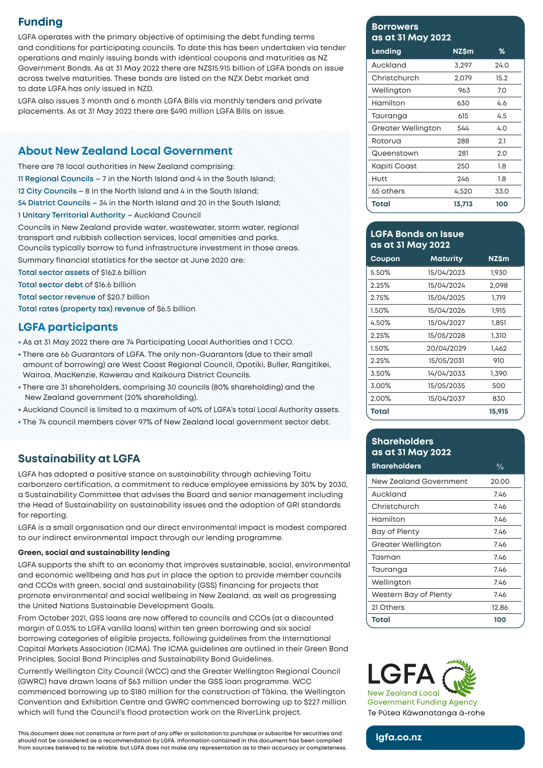## Funding

LGFA operates with the primary objective of optimising the debt funding terms and conditions for participating councils. To date this has been undertaken via tender operations and mainly issuing bonds with identical coupons and maturities as NZ Government Bonds. As at 31 May 2022 there are NZ$15.915 billion of LGFA bonds on issue across twelve maturities. These bonds are listed on the NZX Debt market and to date LGFA has only issued in NZD.

LGFA also issues 3 month and 6 month LGFA Bills via monthly tenders and private placements. As at 31 May 2022 there are $490 million LGFA Bills on issue.

## About New Zealand Local Government

There are 78 local authorities in New Zealand comprising:

11 Regional Councils – 7 in the North Island and 4 in the South Island;

12 City Councils – 8 in the North Island and 4 in the South Island;

54 District Councils – 34 in the North Island and 20 in the South Island;

1 Unitary Territorial Authority – Auckland Council

Councils in New Zealand provide water, wastewater, storm water, regional transport and rubbish collection services, local amenities and parks. Councils typically borrow to fund infrastructure investment in those areas.

Summary financial statistics for the sector at June 2020 are:

Total sector assets of $162.6 billion

Total sector debt of $16.6 billion

Total sector revenue of $20.7 billion

Total rates (property tax) revenue of $6.5 billion

## LGFA participants

- As at 31 May 2022 there are 74 Participating Local Authorities and 1 CCO.
- There are 66 Guarantors of LGFA. The only non-Guarantors (due to their small amount of borrowing) are West Coast Regional Council, Opotiki, Buller, Rangitikei, Wairoa, MacKenzie, Kawerau and Kaikoura District Councils.
- There are 31 shareholders, comprising 30 councils (80% shareholding) and the New Zealand government (20% shareholding).
- Auckland Council is limited to a maximum of 40% of LGFA's total Local Authority assets.
- The 74 council members cover 97% of New Zealand local government sector debt.

## Sustainability at LGFA

LGFA has adopted a positive stance on sustainability through achieving Toitu carbonzero certification, a commitment to reduce employee emissions by 30% by 2030, a Sustainability Committee that advises the Board and senior management including the Head of Sustainability on sustainability issues and the adoption of GRI standards for reporting.

LGFA is a small organisation and our direct environmental impact is modest compared to our indirect environmental impact through our lending programme.

**Green, social and sustainability lending**

LGFA supports the shift to an economy that improves sustainable, social, environmental and economic wellbeing and has put in place the option to provide member councils and CCOs with green, social and sustainability (GSS) financing for projects that promote environmental and social wellbeing in New Zealand, as well as progressing the United Nations Sustainable Development Goals.

From October 2021, GSS loans are now offered to councils and CCOs (at a discounted margin of 0.05% to LGFA vanilla loans) within ten green borrowing and six social borrowing categories of eligible projects, following guidelines from the International Capital Markets Association (ICMA). The ICMA guidelines are outlined in their Green Bond Principles, Social Bond Principles and Sustainability Bond Guidelines.

Currently Wellington City Council (WCC) and the Greater Wellington Regional Council (GWRC) have drawn loans of $63 million under the GSS loan programme. WCC commenced borrowing up to $180 million for the construction of Tākina, the Wellington Convention and Exhibition Centre and GWRC commenced borrowing up to $227 million which will fund the Council's flood protection work on the RiverLink project.

This document does not constitute or form part of any offer or solicitation to purchase or subscribe for securities and should not be considered as a recommendation by LGFA. Information contained in this document has been compiled from sources believed to be reliable, but LGFA does not make any representation as to their accuracy or completeness.

### Borrowers as at 31 May 2022

| Lending | NZ$m | % |
|---|---|---|
| Auckland | 3,297 | 24.0 |
| Christchurch | 2,079 | 15.2 |
| Wellington | 963 | 7.0 |
| Hamilton | 630 | 4.6 |
| Tauranga | 615 | 4.5 |
| Greater Wellington | 544 | 4.0 |
| Rotorua | 288 | 2.1 |
| Queenstown | 281 | 2.0 |
| Kapiti Coast | 250 | 1.8 |
| Hutt | 246 | 1.8 |
| 65 others | 4,520 | 33.0 |
| **Total** | **13,713** | **100** |

### LGFA Bonds on Issue as at 31 May 2022

| Coupon | Maturity | NZ$m |
|---|---|---|
| 5.50% | 15/04/2023 | 1,930 |
| 2.25% | 15/04/2024 | 2,098 |
| 2.75% | 15/04/2025 | 1,719 |
| 1.50% | 15/04/2026 | 1,915 |
| 4.50% | 15/04/2027 | 1,851 |
| 2.25% | 15/05/2028 | 1,310 |
| 1.50% | 20/04/2029 | 1,462 |
| 2.25% | 15/05/2031 | 910 |
| 3.50% | 14/04/2033 | 1,390 |
| 3.00% | 15/05/2035 | 500 |
| 2.00% | 15/04/2037 | 830 |
| **Total** | | **15,915** |

### Shareholders as at 31 May 2022

| Shareholders | % |
|---|---|
| New Zealand Government | 20.00 |
| Auckland | 7.46 |
| Christchurch | 7.46 |
| Hamilton | 7.46 |
| Bay of Plenty | 7.46 |
| Greater Wellington | 7.46 |
| Tasman | 7.46 |
| Tauranga | 7.46 |
| Wellington | 7.46 |
| Western Bay of Plenty | 7.46 |
| 21 Others | 12.86 |
| **Total** | **100** |

LGFA
New Zealand Local Government Funding Agency
Te Pūtea Kāwanatanga ā-rohe

lgfa.co.nz